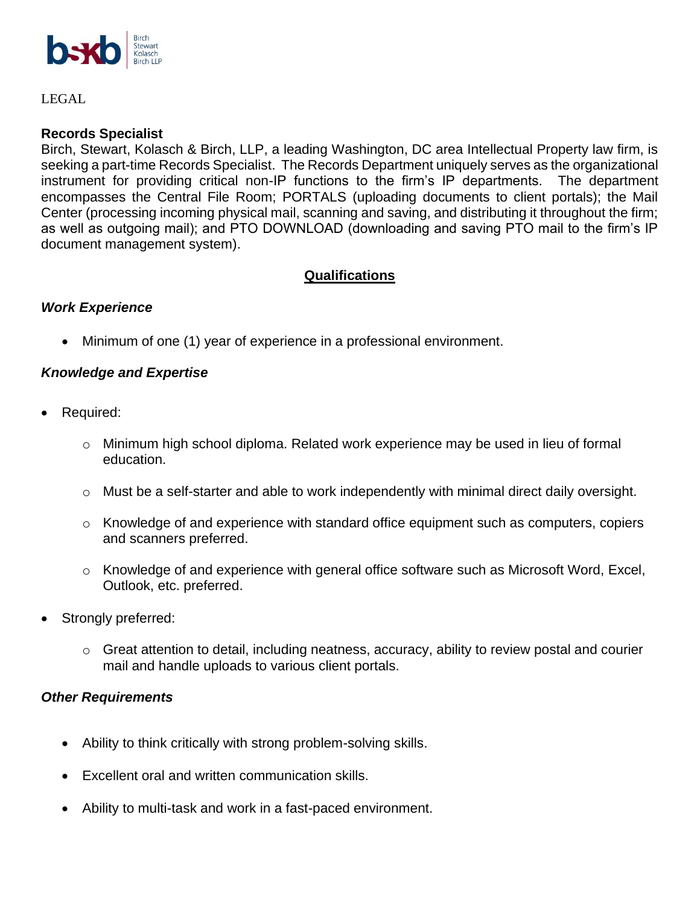LEGAL

**Records Specialist**

Birch, Stewart, Kolasch & Birch, LLP, a leading Washington, DC area Intellectual Property law firm, is seeking a part-time Records Specialist. The Records Department uniquely serves as the organizational instrument for providing critical non-IP functions to the firm's IP departments. The department encompasses the Central File Room; PORTALS (uploading documents to client portals); the Mail Center (processing incoming physical mail, scanning and saving, and distributing it throughout the firm; as well as outgoing mail); and PTO DOWNLOAD (downloading and saving PTO mail to the firm's IP document management system).

## Qualifications

### *Work Experience*

- Minimum of one (1) year of experience in a professional environment.

### *Knowledge and Expertise*

- Required:
  - Minimum high school diploma. Related work experience may be used in lieu of formal education.
  - Must be a self-starter and able to work independently with minimal direct daily oversight.
  - Knowledge of and experience with standard office equipment such as computers, copiers and scanners preferred.
  - Knowledge of and experience with general office software such as Microsoft Word, Excel, Outlook, etc. preferred.
- Strongly preferred:
  - Great attention to detail, including neatness, accuracy, ability to review postal and courier mail and handle uploads to various client portals.

### *Other Requirements*

- Ability to think critically with strong problem-solving skills.
- Excellent oral and written communication skills.
- Ability to multi-task and work in a fast-paced environment.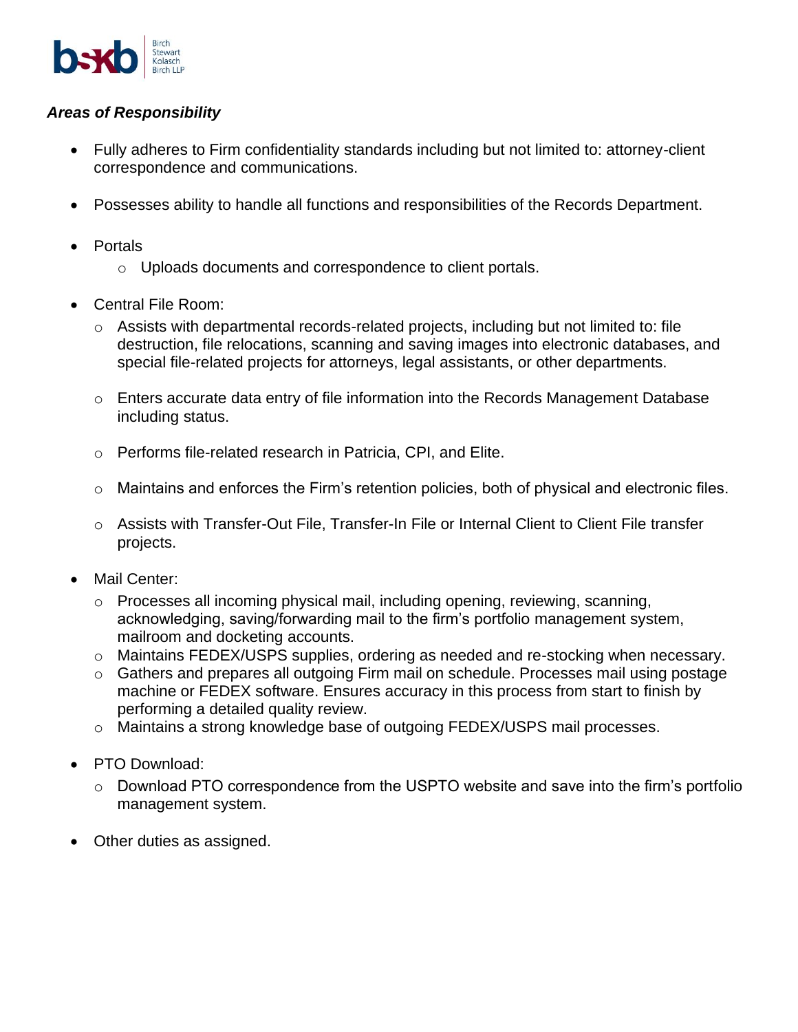***Areas of Responsibility***

- Fully adheres to Firm confidentiality standards including but not limited to: attorney-client correspondence and communications.
- Possesses ability to handle all functions and responsibilities of the Records Department.
- Portals
  - Uploads documents and correspondence to client portals.
- Central File Room:
  - Assists with departmental records-related projects, including but not limited to: file destruction, file relocations, scanning and saving images into electronic databases, and special file-related projects for attorneys, legal assistants, or other departments.
  - Enters accurate data entry of file information into the Records Management Database including status.
  - Performs file-related research in Patricia, CPI, and Elite.
  - Maintains and enforces the Firm's retention policies, both of physical and electronic files.
  - Assists with Transfer-Out File, Transfer-In File or Internal Client to Client File transfer projects.
- Mail Center:
  - Processes all incoming physical mail, including opening, reviewing, scanning, acknowledging, saving/forwarding mail to the firm's portfolio management system, mailroom and docketing accounts.
  - Maintains FEDEX/USPS supplies, ordering as needed and re-stocking when necessary.
  - Gathers and prepares all outgoing Firm mail on schedule. Processes mail using postage machine or FEDEX software. Ensures accuracy in this process from start to finish by performing a detailed quality review.
  - Maintains a strong knowledge base of outgoing FEDEX/USPS mail processes.
- PTO Download:
  - Download PTO correspondence from the USPTO website and save into the firm's portfolio management system.
- Other duties as assigned.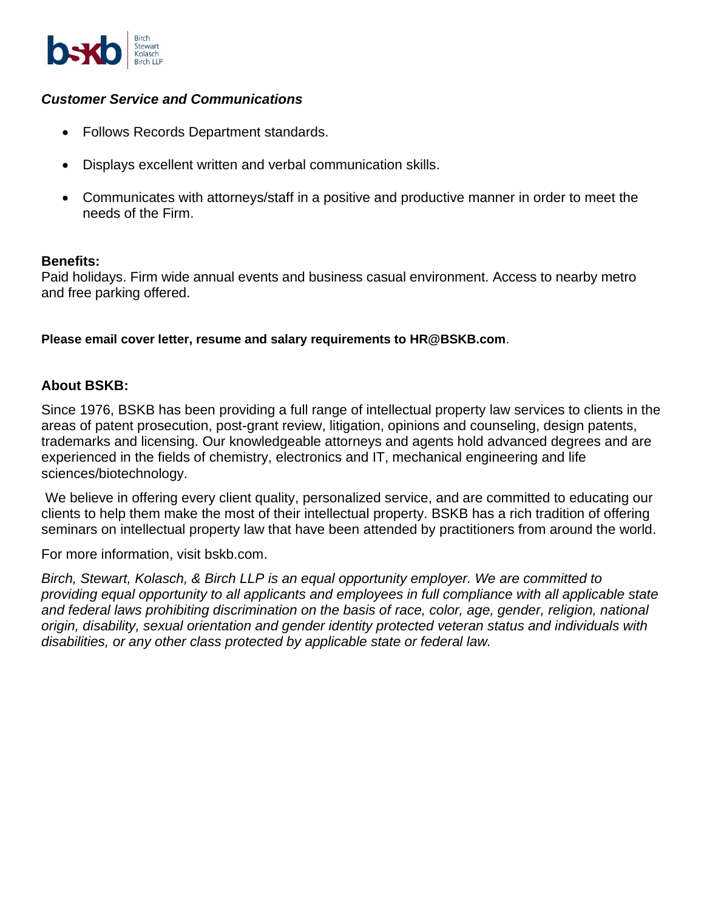***Customer Service and Communications***

- Follows Records Department standards.
- Displays excellent written and verbal communication skills.
- Communicates with attorneys/staff in a positive and productive manner in order to meet the needs of the Firm.

**Benefits:**
Paid holidays. Firm wide annual events and business casual environment. Access to nearby metro and free parking offered.

**Please email cover letter, resume and salary requirements to HR@BSKB.com**.

**About BSKB:**

Since 1976, BSKB has been providing a full range of intellectual property law services to clients in the areas of patent prosecution, post-grant review, litigation, opinions and counseling, design patents, trademarks and licensing. Our knowledgeable attorneys and agents hold advanced degrees and are experienced in the fields of chemistry, electronics and IT, mechanical engineering and life sciences/biotechnology.

We believe in offering every client quality, personalized service, and are committed to educating our clients to help them make the most of their intellectual property. BSKB has a rich tradition of offering seminars on intellectual property law that have been attended by practitioners from around the world.

For more information, visit bskb.com.

*Birch, Stewart, Kolasch, & Birch LLP is an equal opportunity employer. We are committed to providing equal opportunity to all applicants and employees in full compliance with all applicable state and federal laws prohibiting discrimination on the basis of race, color, age, gender, religion, national origin, disability, sexual orientation and gender identity protected veteran status and individuals with disabilities, or any other class protected by applicable state or federal law.*